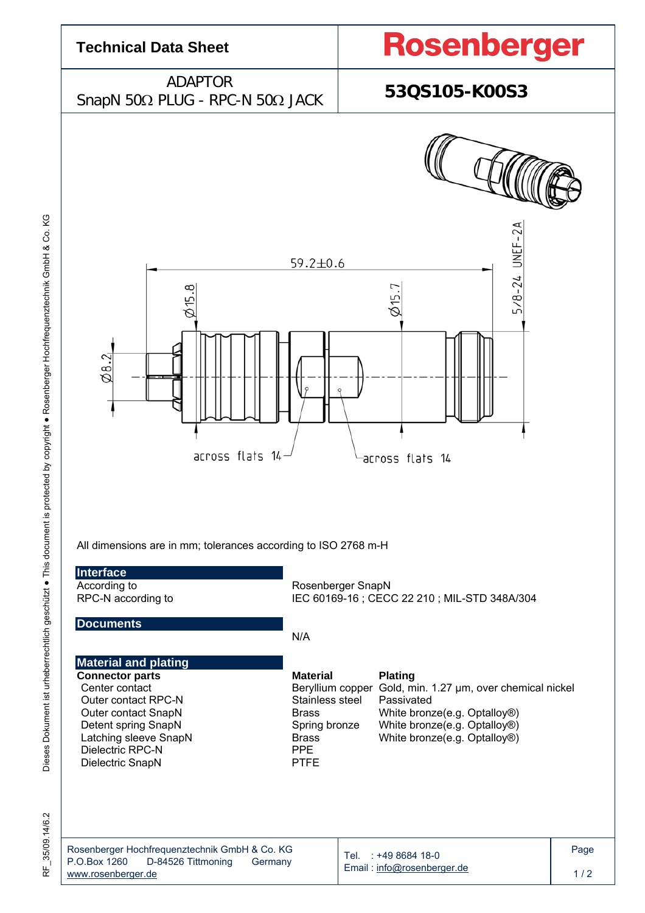# Technical Data Sheet

**Rosenberger**

ADAPTOR
SnapN 50Ω PLUG - RPC-N 50Ω JACK

**53QS105-K00S3**

59.2±0.6

Ø15.8

Ø15.7

5/8-24 UNEF-2A

Ø8.2

across flats 14

across flats 14

All dimensions are in mm; tolerances according to ISO 2768 m-H

## Interface

| | |
|---|---|
| According to | Rosenberger SnapN |
| RPC-N according to | IEC 60169-16 ; CECC 22 210 ; MIL-STD 348A/304 |

## Documents

N/A

## Material and plating

| **Connector parts** | **Material** | **Plating** |
|---|---|---|
| Center contact | Beryllium copper | Gold, min. 1.27 µm, over chemical nickel |
| Outer contact RPC-N | Stainless steel | Passivated |
| Outer contact SnapN | Brass | White bronze(e.g. Optalloy®) |
| Detent spring SnapN | Spring bronze | White bronze(e.g. Optalloy®) |
| Latching sleeve SnapN | Brass | White bronze(e.g. Optalloy®) |
| Dielectric RPC-N | PPE | |
| Dielectric SnapN | PTFE | |

Rosenberger Hochfrequenztechnik GmbH & Co. KG
P.O.Box 1260 D-84526 Tittmoning Germany
www.rosenberger.de

Tel. : +49 8684 18-0
Email : info@rosenberger.de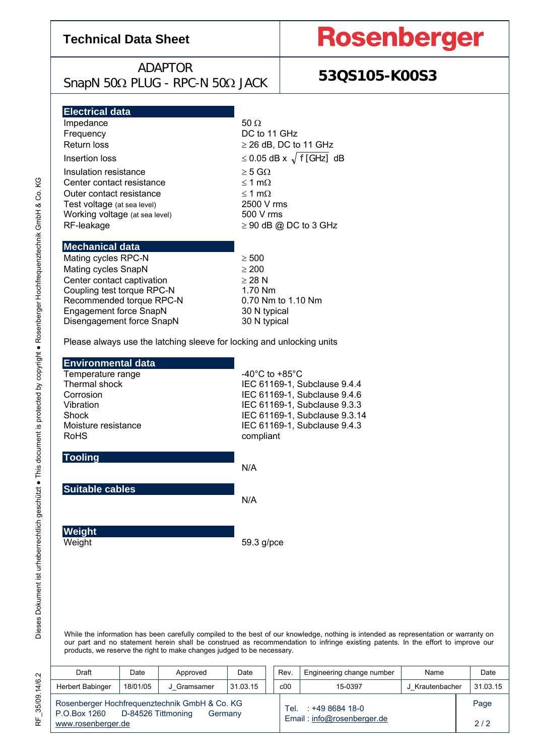# Technical Data Sheet

**Rosenberger**

ADAPTOR
SnapN 50Ω PLUG - RPC-N 50Ω JACK

**53QS105-K00S3**

## Electrical data

| | |
|---|---|
| Impedance | 50 Ω |
| Frequency | DC to 11 GHz |
| Return loss | ≥ 26 dB, DC to 11 GHz |
| Insertion loss | ≤ 0.05 dB x $\sqrt{f\,[\text{GHz}]}$ dB |
| Insulation resistance | ≥ 5 GΩ |
| Center contact resistance | ≤ 1 mΩ |
| Outer contact resistance | ≤ 1 mΩ |
| Test voltage (at sea level) | 2500 V rms |
| Working voltage (at sea level) | 500 V rms |
| RF-leakage | ≥ 90 dB @ DC to 3 GHz |

## Mechanical data

| | |
|---|---|
| Mating cycles RPC-N | ≥ 500 |
| Mating cycles SnapN | ≥ 200 |
| Center contact captivation | ≥ 28 N |
| Coupling test torque RPC-N | 1.70 Nm |
| Recommended torque RPC-N | 0.70 Nm to 1.10 Nm |
| Engagement force SnapN | 30 N typical |
| Disengagement force SnapN | 30 N typical |

Please always use the latching sleeve for locking and unlocking units

## Environmental data

| | |
|---|---|
| Temperature range | -40°C to +85°C |
| Thermal shock | IEC 61169-1, Subclause 9.4.4 |
| Corrosion | IEC 61169-1, Subclause 9.4.6 |
| Vibration | IEC 61169-1, Subclause 9.3.3 |
| Shock | IEC 61169-1, Subclause 9.3.14 |
| Moisture resistance | IEC 61169-1, Subclause 9.4.3 |
| RoHS | compliant |

## Tooling

N/A

## Suitable cables

N/A

## Weight

| | |
|---|---|
| Weight | 59.3 g/pce |

While the information has been carefully compiled to the best of our knowledge, nothing is intended as representation or warranty on our part and no statement herein shall be construed as recommendation to infringe existing patents. In the effort to improve our products, we reserve the right to make changes judged to be necessary.

| Draft | Date | Approved | Date | Rev. | Engineering change number | Name | Date |
|---|---|---|---|---|---|---|---|
| Herbert Babinger | 18/01/05 | J_Gramsamer | 31.03.15 | c00 | 15-0397 | J_Krautenbacher | 31.03.15 |

Rosenberger Hochfrequenztechnik GmbH & Co. KG
P.O.Box 1260 D-84526 Tittmoning Germany
www.rosenberger.de

Tel. : +49 8684 18-0
Email : info@rosenberger.de

Dieses Dokument ist urheberrechtlich geschützt ● This document is protected by copyright ● Rosenberger Hochfrequenztechnik GmbH & Co. KG

RF_35/09.14/6.2